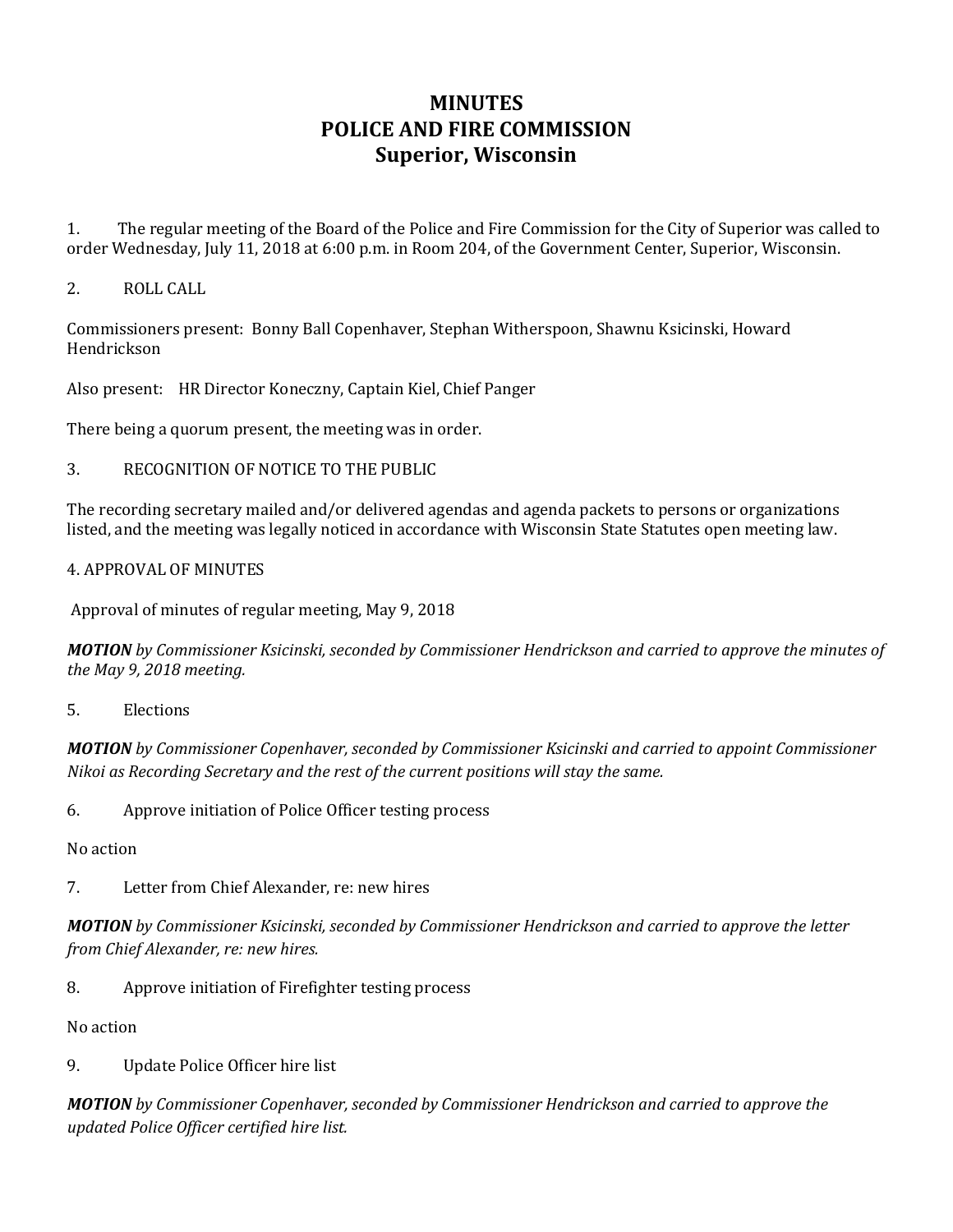# MINUTES
# POLICE AND FIRE COMMISSION
# Superior, Wisconsin

1. The regular meeting of the Board of the Police and Fire Commission for the City of Superior was called to order Wednesday, July 11, 2018 at 6:00 p.m. in Room 204, of the Government Center, Superior, Wisconsin.

2. ROLL CALL

Commissioners present: Bonny Ball Copenhaver, Stephan Witherspoon, Shawnu Ksicinski, Howard Hendrickson

Also present: HR Director Koneczny, Captain Kiel, Chief Panger

There being a quorum present, the meeting was in order.

3. RECOGNITION OF NOTICE TO THE PUBLIC

The recording secretary mailed and/or delivered agendas and agenda packets to persons or organizations listed, and the meeting was legally noticed in accordance with Wisconsin State Statutes open meeting law.

4. APPROVAL OF MINUTES

Approval of minutes of regular meeting, May 9, 2018

***MOTION*** *by Commissioner Ksicinski, seconded by Commissioner Hendrickson and carried to approve the minutes of the May 9, 2018 meeting.*

5. Elections

***MOTION*** *by Commissioner Copenhaver, seconded by Commissioner Ksicinski and carried to appoint Commissioner Nikoi as Recording Secretary and the rest of the current positions will stay the same.*

6. Approve initiation of Police Officer testing process

No action

7. Letter from Chief Alexander, re: new hires

***MOTION*** *by Commissioner Ksicinski, seconded by Commissioner Hendrickson and carried to approve the letter from Chief Alexander, re: new hires.*

8. Approve initiation of Firefighter testing process

No action

9. Update Police Officer hire list

***MOTION*** *by Commissioner Copenhaver, seconded by Commissioner Hendrickson and carried to approve the updated Police Officer certified hire list.*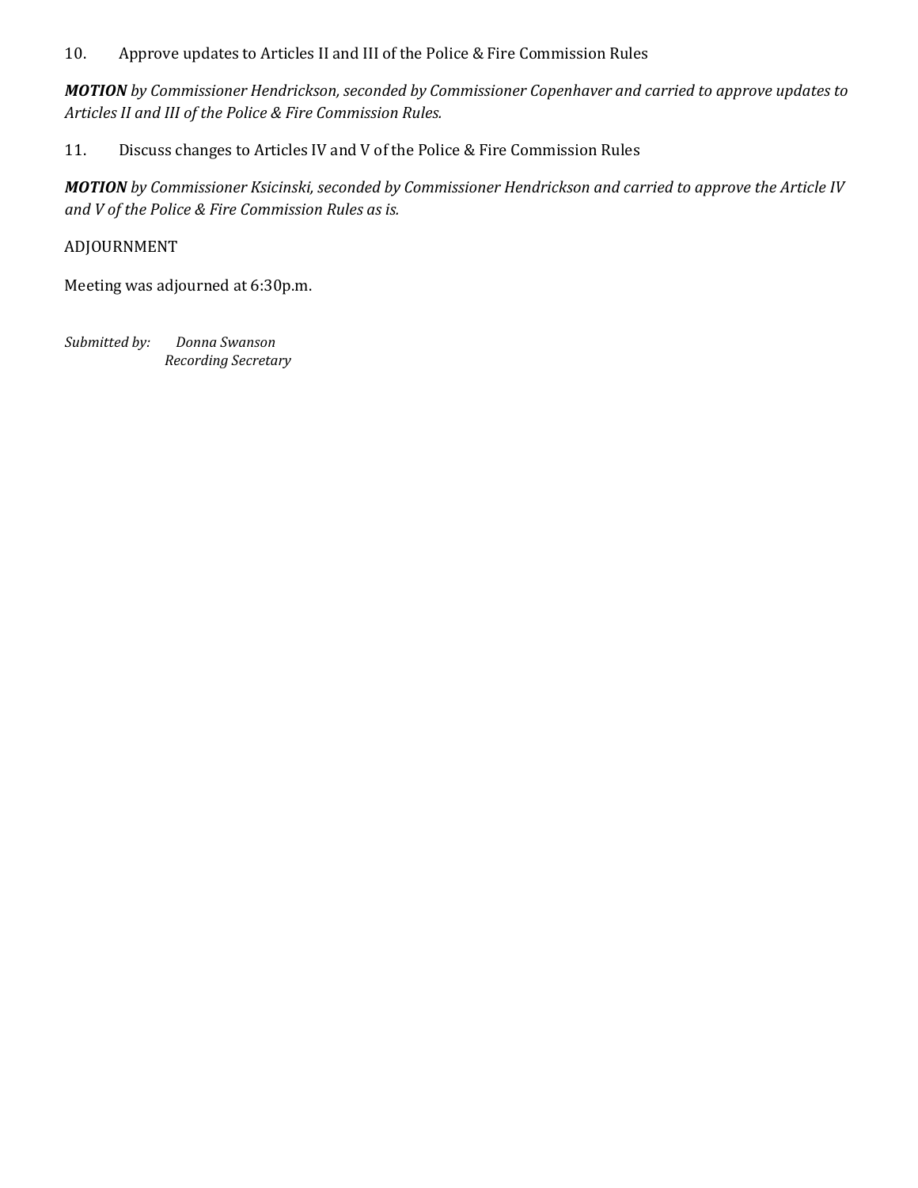10. Approve updates to Articles II and III of the Police & Fire Commission Rules

***MOTION** by Commissioner Hendrickson, seconded by Commissioner Copenhaver and carried to approve updates to Articles II and III of the Police & Fire Commission Rules.*

11. Discuss changes to Articles IV and V of the Police & Fire Commission Rules

***MOTION** by Commissioner Ksicinski, seconded by Commissioner Hendrickson and carried to approve the Article IV and V of the Police & Fire Commission Rules as is.*

ADJOURNMENT

Meeting was adjourned at 6:30p.m.

*Submitted by: Donna Swanson*
*Recording Secretary*